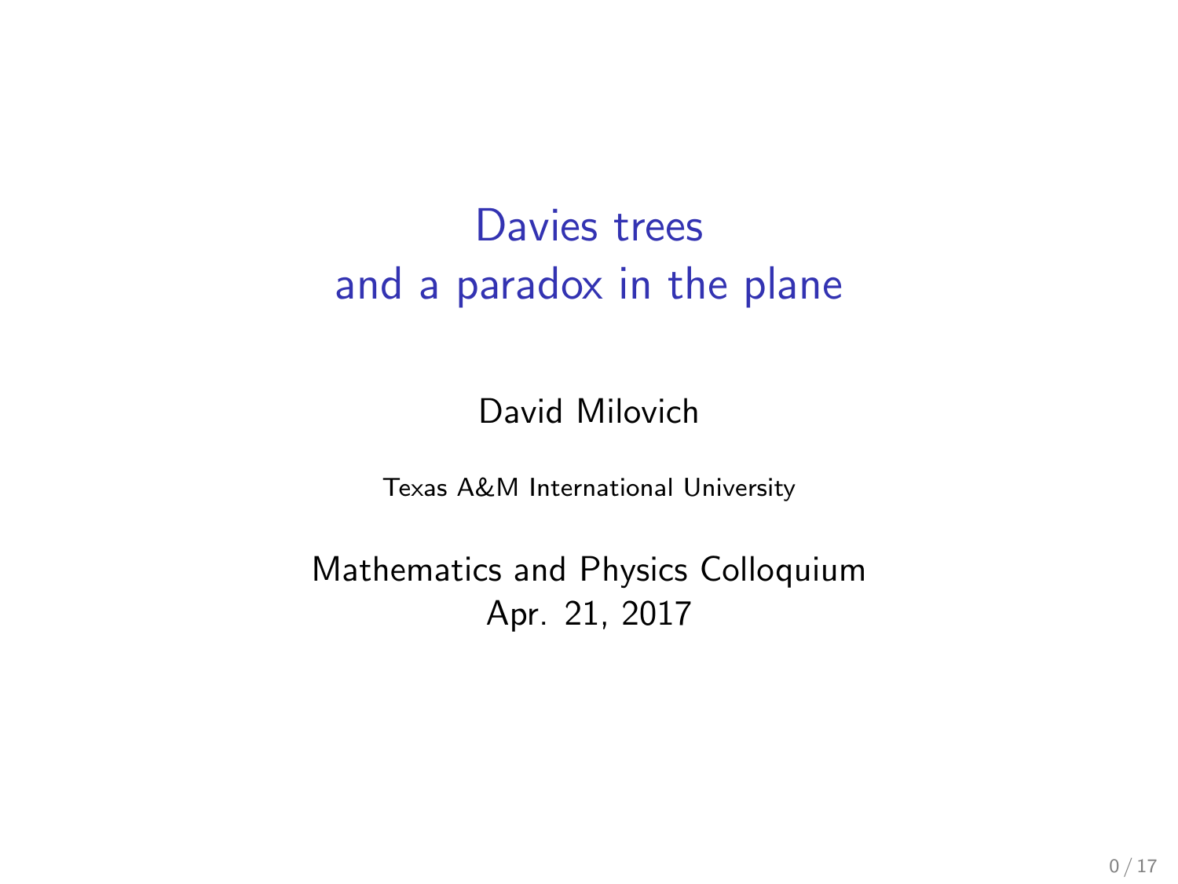# Davies trees and a paradox in the plane

David Milovich

Texas A&M International University

Mathematics and Physics Colloquium
Apr. 21, 2017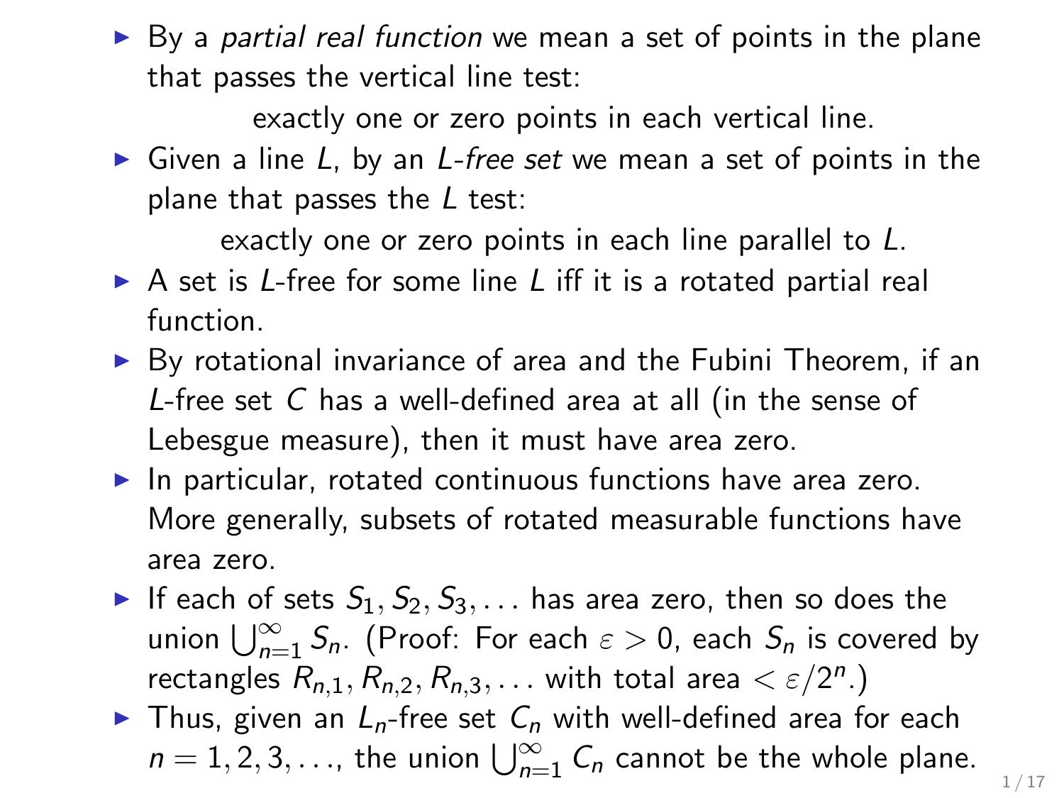- By a *partial real function* we mean a set of points in the plane that passes the vertical line test:

  exactly one or zero points in each vertical line.
- Given a line $L$, by an *$L$-free set* we mean a set of points in the plane that passes the $L$ test:

  exactly one or zero points in each line parallel to $L$.
- A set is $L$-free for some line $L$ iff it is a rotated partial real function.
- By rotational invariance of area and the Fubini Theorem, if an $L$-free set $C$ has a well-defined area at all (in the sense of Lebesgue measure), then it must have area zero.
- In particular, rotated continuous functions have area zero. More generally, subsets of rotated measurable functions have area zero.
- If each of sets $S_1, S_2, S_3, \ldots$ has area zero, then so does the union $\bigcup_{n=1}^{\infty} S_n$. (Proof: For each $\varepsilon > 0$, each $S_n$ is covered by rectangles $R_{n,1}, R_{n,2}, R_{n,3}, \ldots$ with total area $< \varepsilon/2^n$.)
- Thus, given an $L_n$-free set $C_n$ with well-defined area for each $n = 1, 2, 3, \ldots$, the union $\bigcup_{n=1}^{\infty} C_n$ cannot be the whole plane.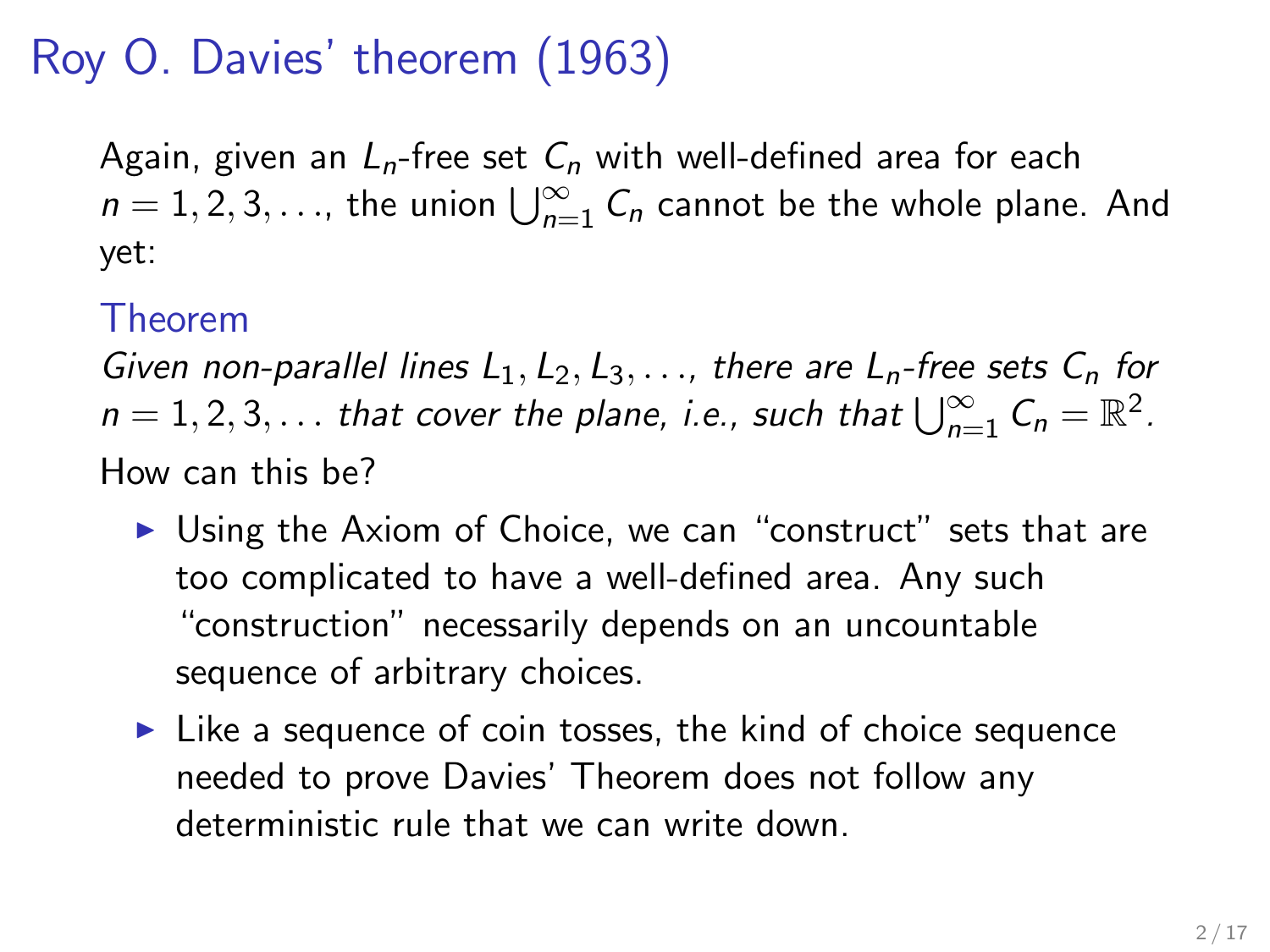# Roy O. Davies' theorem (1963)

Again, given an $L_n$-free set $C_n$ with well-defined area for each $n = 1, 2, 3, \ldots$, the union $\bigcup_{n=1}^{\infty} C_n$ cannot be the whole plane. And yet:

**Theorem**

*Given non-parallel lines $L_1, L_2, L_3, \ldots$, there are $L_n$-free sets $C_n$ for $n = 1, 2, 3, \ldots$ that cover the plane, i.e., such that $\bigcup_{n=1}^{\infty} C_n = \mathbb{R}^2$.*

How can this be?

- Using the Axiom of Choice, we can "construct" sets that are too complicated to have a well-defined area. Any such "construction" necessarily depends on an uncountable sequence of arbitrary choices.
- Like a sequence of coin tosses, the kind of choice sequence needed to prove Davies' Theorem does not follow any deterministic rule that we can write down.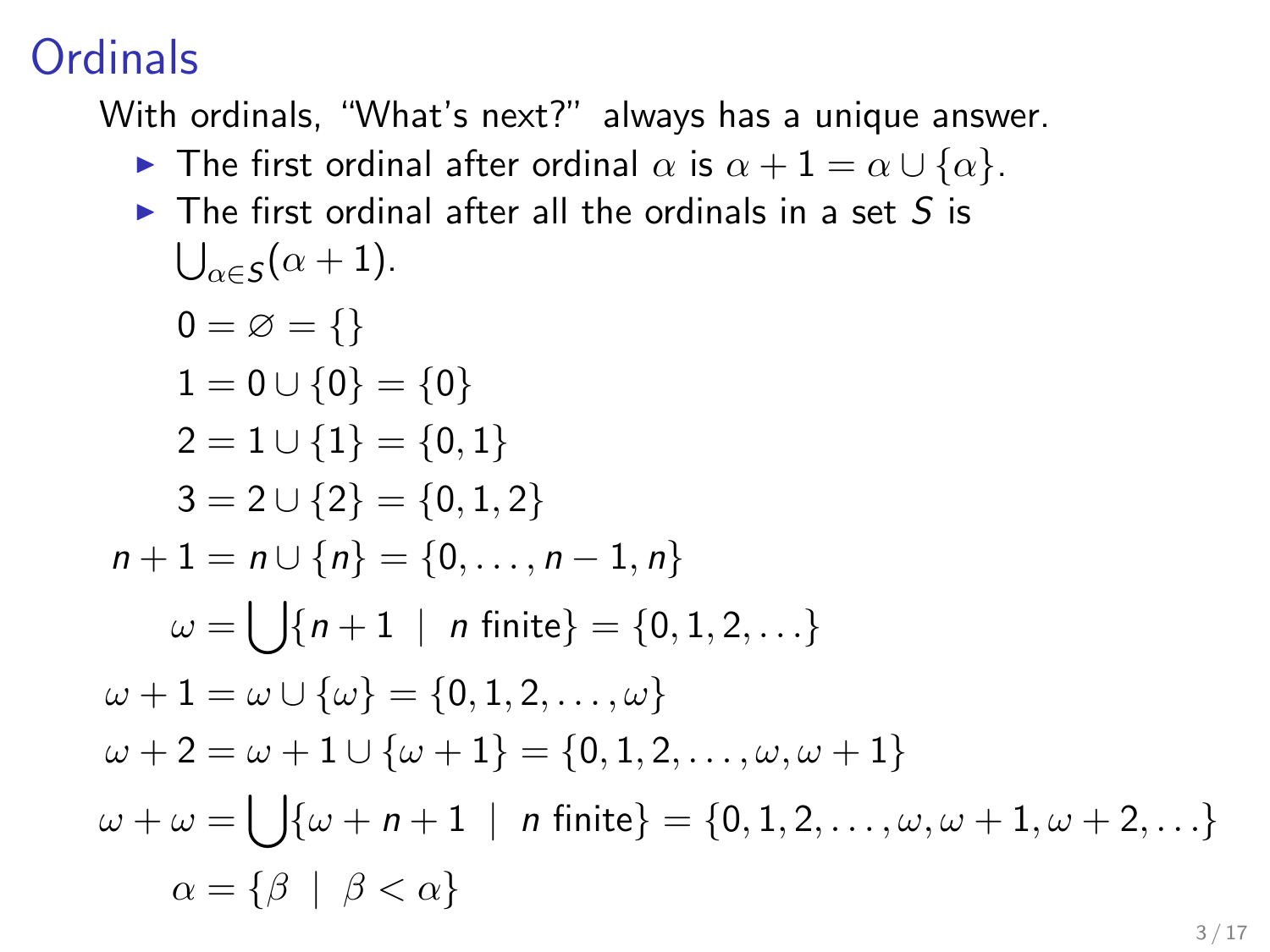# Ordinals

With ordinals, “What’s next?” always has a unique answer.

- The first ordinal after ordinal $\alpha$ is $\alpha + 1 = \alpha \cup \{\alpha\}$.
- The first ordinal after all the ordinals in a set $S$ is $\bigcup_{\alpha \in S}(\alpha + 1)$.

$$
\begin{aligned}
0 &= \varnothing = \{\} \\
1 &= 0 \cup \{0\} = \{0\} \\
2 &= 1 \cup \{1\} = \{0, 1\} \\
3 &= 2 \cup \{2\} = \{0, 1, 2\} \\
n + 1 &= n \cup \{n\} = \{0, \ldots, n - 1, n\} \\
\omega &= \bigcup \{n + 1 \mid n \text{ finite}\} = \{0, 1, 2, \ldots\} \\
\omega + 1 &= \omega \cup \{\omega\} = \{0, 1, 2, \ldots, \omega\} \\
\omega + 2 &= \omega + 1 \cup \{\omega + 1\} = \{0, 1, 2, \ldots, \omega, \omega + 1\} \\
\omega + \omega &= \bigcup \{\omega + n + 1 \mid n \text{ finite}\} = \{0, 1, 2, \ldots, \omega, \omega + 1, \omega + 2, \ldots\} \\
\alpha &= \{\beta \mid \beta < \alpha\}
\end{aligned}
$$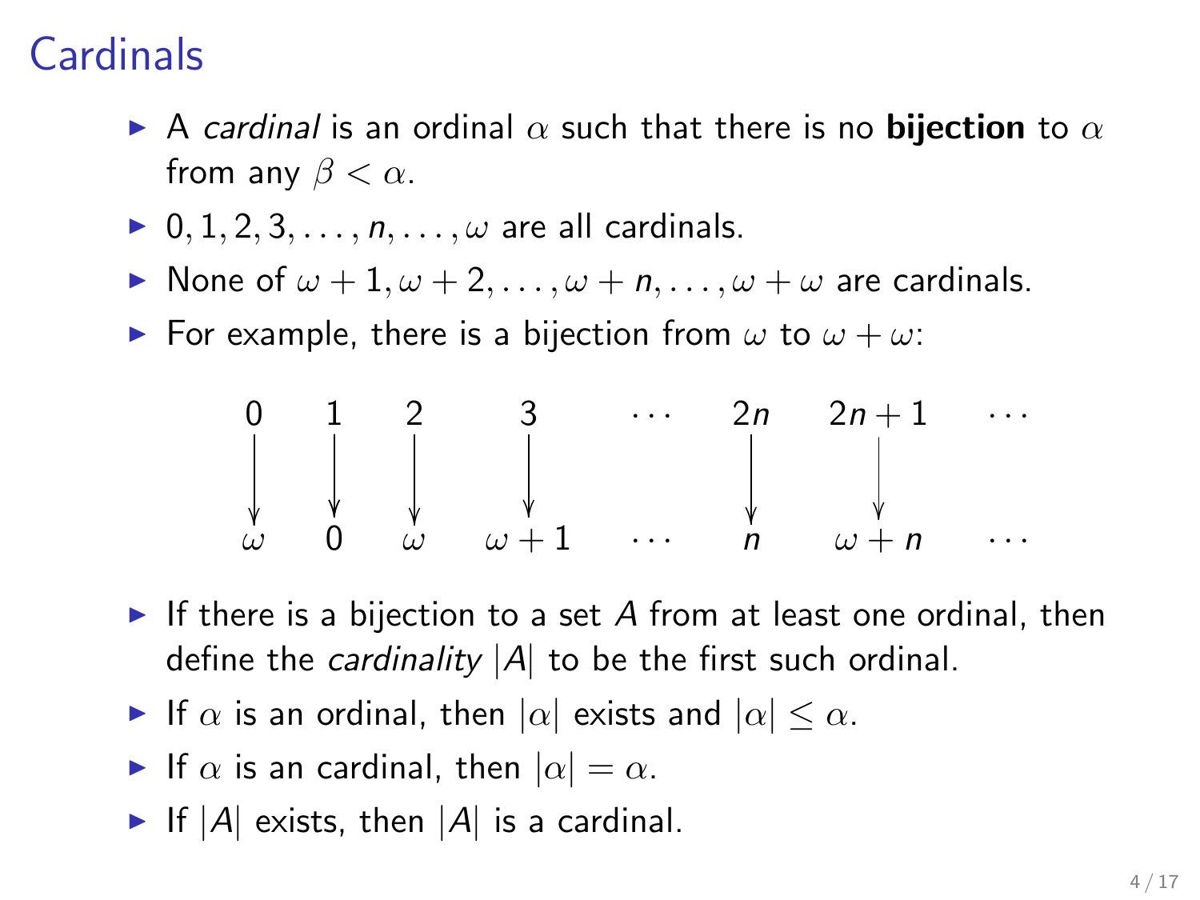# Cardinals

- A *cardinal* is an ordinal $\alpha$ such that there is no **bijection** to $\alpha$ from any $\beta < \alpha$.
- $0, 1, 2, 3, \ldots, n, \ldots, \omega$ are all cardinals.
- None of $\omega + 1, \omega + 2, \ldots, \omega + n, \ldots, \omega + \omega$ are cardinals.
- For example, there is a bijection from $\omega$ to $\omega + \omega$:

$$
\begin{array}{cccccccc}
0 & 1 & 2 & 3 & \cdots & 2n & 2n+1 & \cdots \\
\downarrow & \downarrow & \downarrow & \downarrow & & \downarrow & \downarrow & \\
\omega & 0 & \omega & \omega + 1 & \cdots & n & \omega + n & \cdots
\end{array}
$$

- If there is a bijection to a set $A$ from at least one ordinal, then define the *cardinality* $|A|$ to be the first such ordinal.
- If $\alpha$ is an ordinal, then $|\alpha|$ exists and $|\alpha| \leq \alpha$.
- If $\alpha$ is an cardinal, then $|\alpha| = \alpha$.
- If $|A|$ exists, then $|A|$ is a cardinal.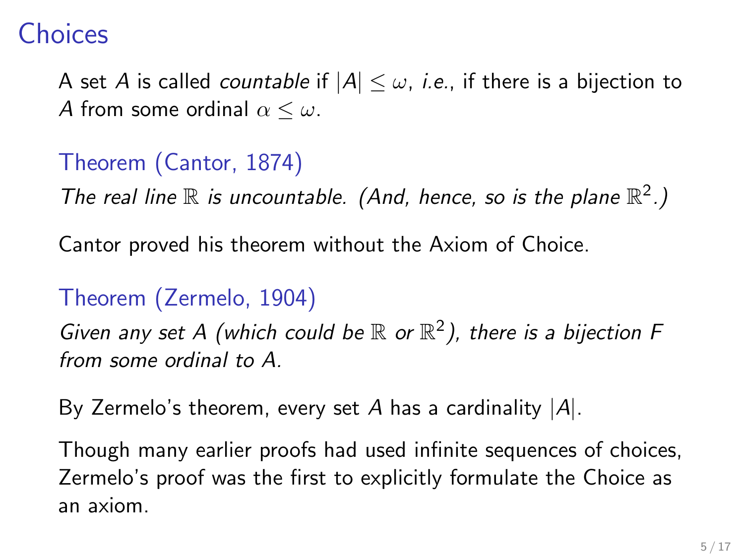# Choices

A set $A$ is called *countable* if $|A| \leq \omega$, *i.e.*, if there is a bijection to $A$ from some ordinal $\alpha \leq \omega$.

**Theorem (Cantor, 1874)**

*The real line $\mathbb{R}$ is uncountable. (And, hence, so is the plane $\mathbb{R}^2$.)*

Cantor proved his theorem without the Axiom of Choice.

**Theorem (Zermelo, 1904)**

*Given any set $A$ (which could be $\mathbb{R}$ or $\mathbb{R}^2$), there is a bijection $F$ from some ordinal to $A$.*

By Zermelo's theorem, every set $A$ has a cardinality $|A|$.

Though many earlier proofs had used infinite sequences of choices, Zermelo's proof was the first to explicitly formulate the Choice as an axiom.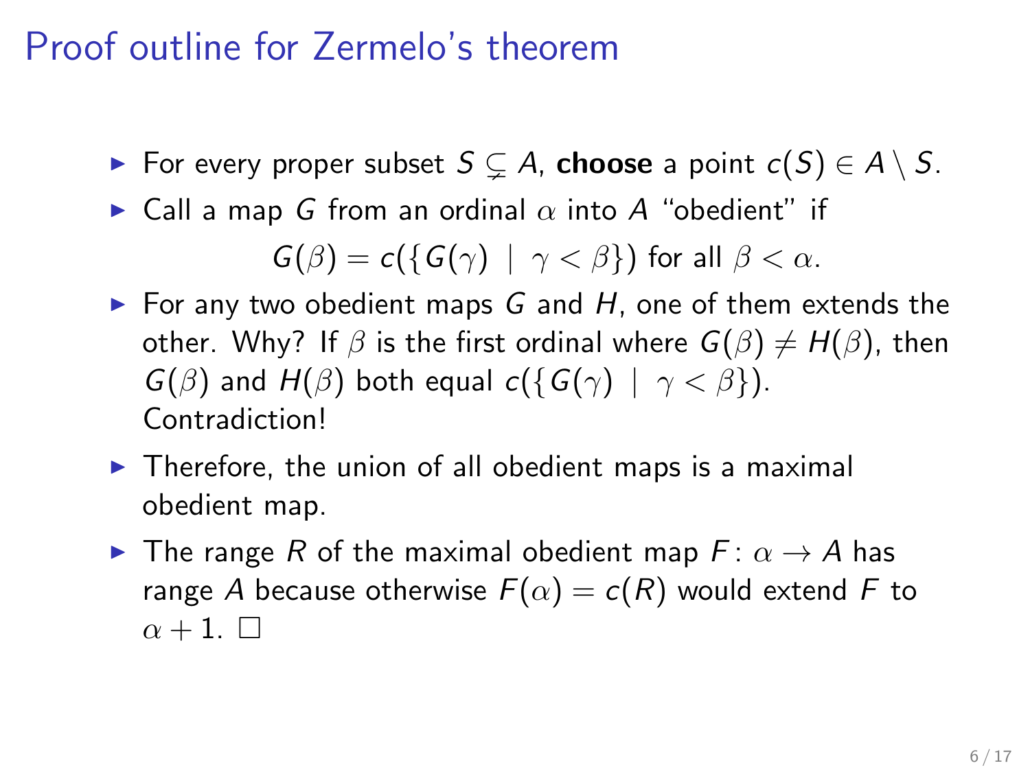# Proof outline for Zermelo's theorem

- For every proper subset $S \subsetneq A$, **choose** a point $c(S) \in A \setminus S$.
- Call a map $G$ from an ordinal $\alpha$ into $A$ "obedient" if

$$G(\beta) = c(\{G(\gamma) \mid \gamma < \beta\}) \text{ for all } \beta < \alpha.$$

- For any two obedient maps $G$ and $H$, one of them extends the other. Why? If $\beta$ is the first ordinal where $G(\beta) \neq H(\beta)$, then $G(\beta)$ and $H(\beta)$ both equal $c(\{G(\gamma) \mid \gamma < \beta\})$. Contradiction!
- Therefore, the union of all obedient maps is a maximal obedient map.
- The range $R$ of the maximal obedient map $F \colon \alpha \to A$ has range $A$ because otherwise $F(\alpha) = c(R)$ would extend $F$ to $\alpha + 1$. $\square$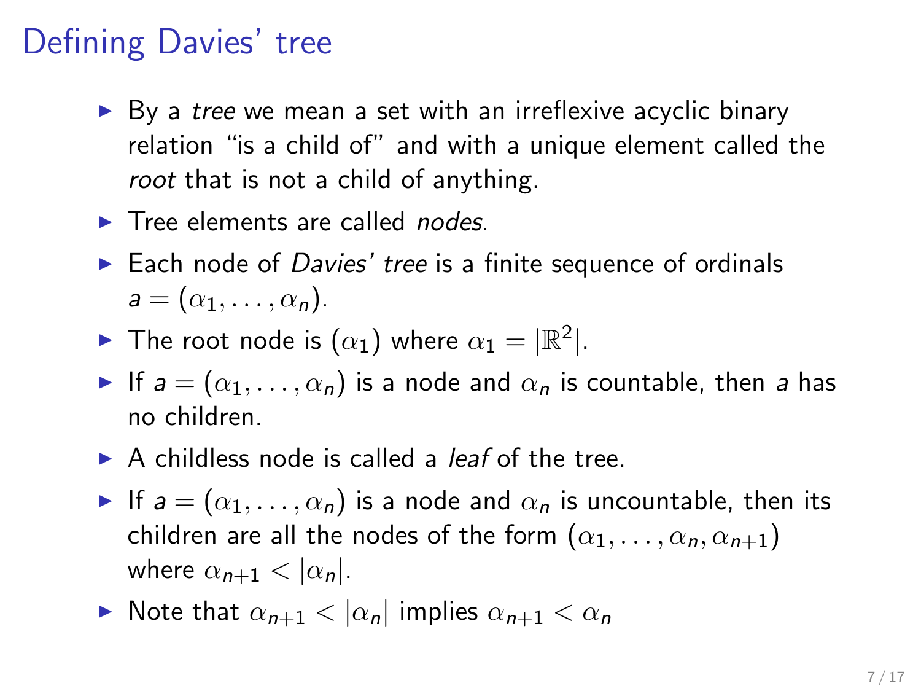# Defining Davies' tree

- By a *tree* we mean a set with an irreflexive acyclic binary relation "is a child of" and with a unique element called the *root* that is not a child of anything.
- Tree elements are called *nodes*.
- Each node of *Davies' tree* is a finite sequence of ordinals $a = (\alpha_1, \ldots, \alpha_n)$.
- The root node is $(\alpha_1)$ where $\alpha_1 = |\mathbb{R}^2|$.
- If $a = (\alpha_1, \ldots, \alpha_n)$ is a node and $\alpha_n$ is countable, then $a$ has no children.
- A childless node is called a *leaf* of the tree.
- If $a = (\alpha_1, \ldots, \alpha_n)$ is a node and $\alpha_n$ is uncountable, then its children are all the nodes of the form $(\alpha_1, \ldots, \alpha_n, \alpha_{n+1})$ where $\alpha_{n+1} < |\alpha_n|$.
- Note that $\alpha_{n+1} < |\alpha_n|$ implies $\alpha_{n+1} < \alpha_n$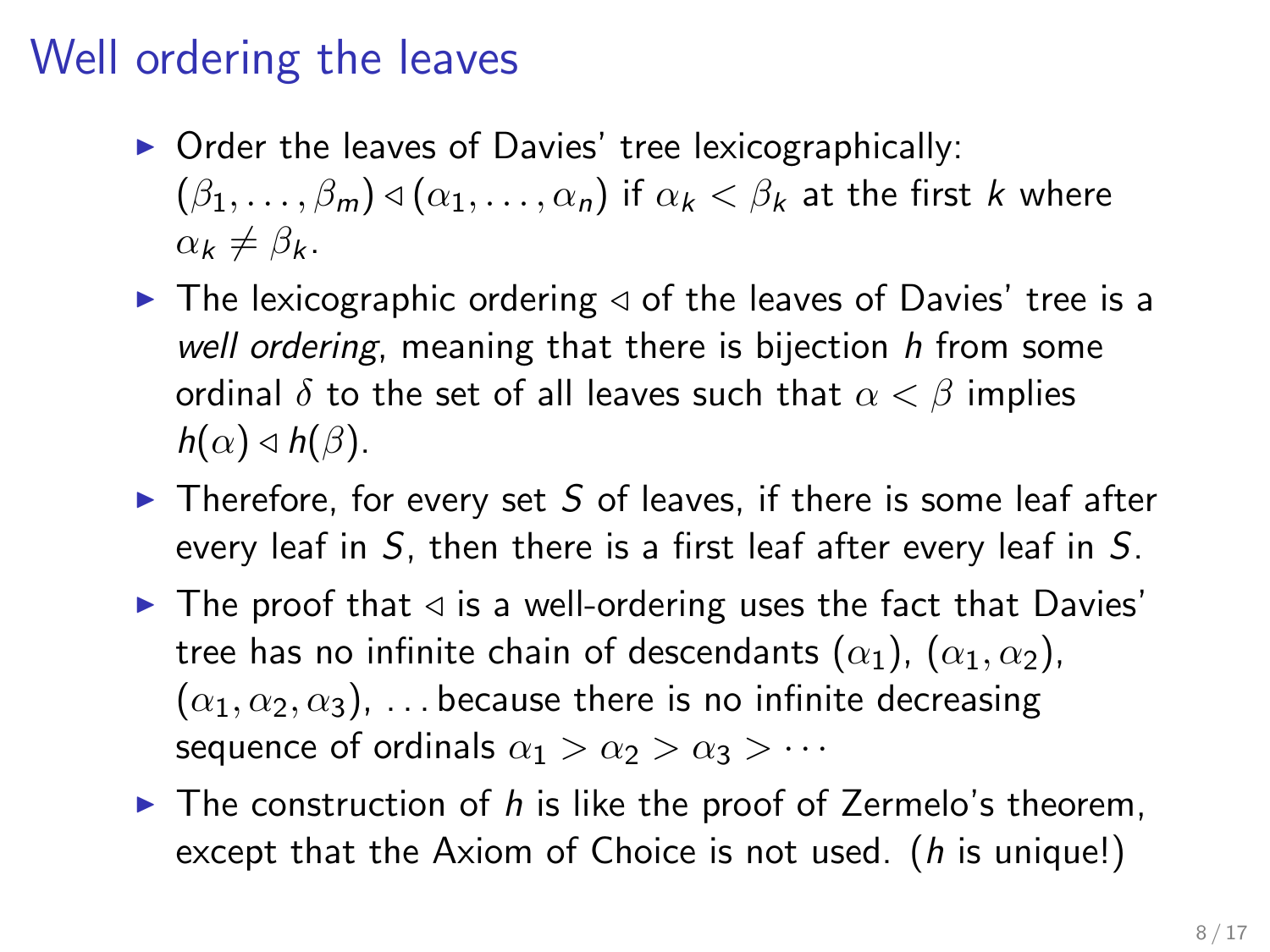# Well ordering the leaves

- Order the leaves of Davies' tree lexicographically: $(\beta_1, \ldots, \beta_m) \triangleleft (\alpha_1, \ldots, \alpha_n)$ if $\alpha_k < \beta_k$ at the first $k$ where $\alpha_k \neq \beta_k$.
- The lexicographic ordering $\triangleleft$ of the leaves of Davies' tree is a *well ordering*, meaning that there is bijection $h$ from some ordinal $\delta$ to the set of all leaves such that $\alpha < \beta$ implies $h(\alpha) \triangleleft h(\beta)$.
- Therefore, for every set $S$ of leaves, if there is some leaf after every leaf in $S$, then there is a first leaf after every leaf in $S$.
- The proof that $\triangleleft$ is a well-ordering uses the fact that Davies' tree has no infinite chain of descendants $(\alpha_1)$, $(\alpha_1, \alpha_2)$, $(\alpha_1, \alpha_2, \alpha_3)$, ... because there is no infinite decreasing sequence of ordinals $\alpha_1 > \alpha_2 > \alpha_3 > \cdots$
- The construction of $h$ is like the proof of Zermelo's theorem, except that the Axiom of Choice is not used. ($h$ is unique!)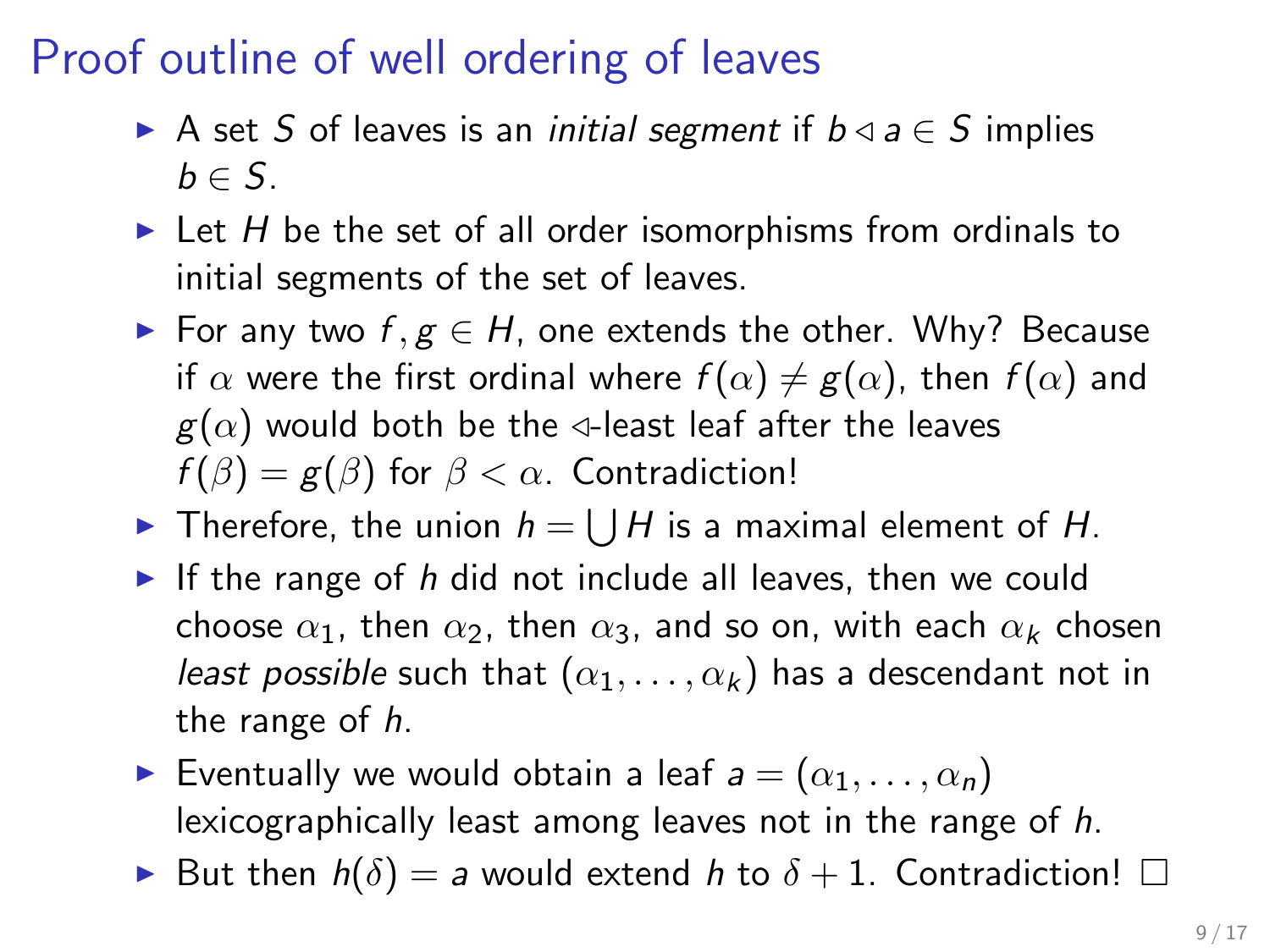# Proof outline of well ordering of leaves

- A set $S$ of leaves is an *initial segment* if $b \lhd a \in S$ implies $b \in S$.
- Let $H$ be the set of all order isomorphisms from ordinals to initial segments of the set of leaves.
- For any two $f, g \in H$, one extends the other. Why? Because if $\alpha$ were the first ordinal where $f(\alpha) \neq g(\alpha)$, then $f(\alpha)$ and $g(\alpha)$ would both be the $\lhd$-least leaf after the leaves $f(\beta) = g(\beta)$ for $\beta < \alpha$. Contradiction!
- Therefore, the union $h = \bigcup H$ is a maximal element of $H$.
- If the range of $h$ did not include all leaves, then we could choose $\alpha_1$, then $\alpha_2$, then $\alpha_3$, and so on, with each $\alpha_k$ chosen *least possible* such that $(\alpha_1, \ldots, \alpha_k)$ has a descendant not in the range of $h$.
- Eventually we would obtain a leaf $a = (\alpha_1, \ldots, \alpha_n)$ lexicographically least among leaves not in the range of $h$.
- But then $h(\delta) = a$ would extend $h$ to $\delta + 1$. Contradiction! $\square$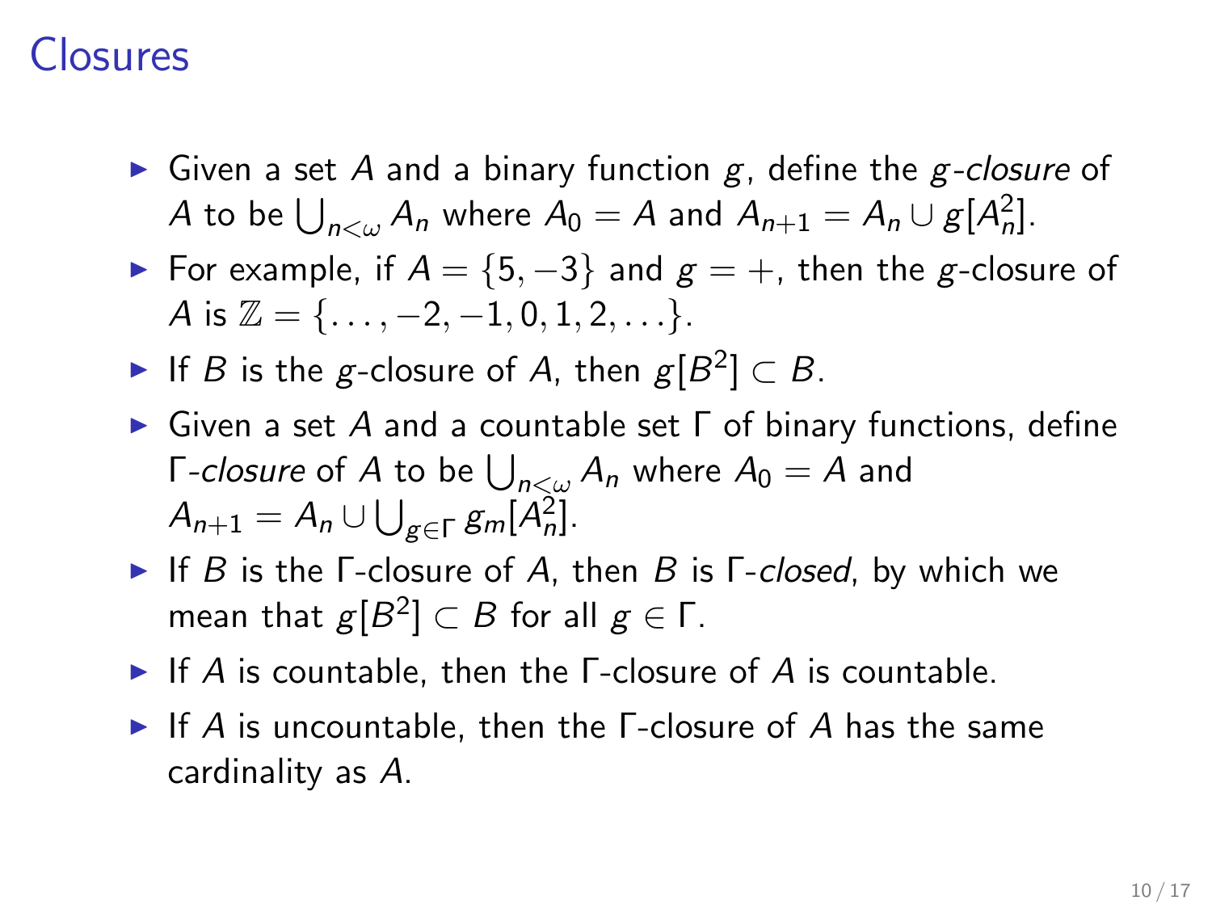# Closures

- Given a set $A$ and a binary function $g$, define the $g$-*closure* of $A$ to be $\bigcup_{n<\omega} A_n$ where $A_0 = A$ and $A_{n+1} = A_n \cup g[A_n^2]$.
- For example, if $A = \{5, -3\}$ and $g = +$, then the $g$-closure of $A$ is $\mathbb{Z} = \{\ldots, -2, -1, 0, 1, 2, \ldots\}$.
- If $B$ is the $g$-closure of $A$, then $g[B^2] \subset B$.
- Given a set $A$ and a countable set $\Gamma$ of binary functions, define $\Gamma$-*closure* of $A$ to be $\bigcup_{n<\omega} A_n$ where $A_0 = A$ and $A_{n+1} = A_n \cup \bigcup_{g \in \Gamma} g_m[A_n^2]$.
- If $B$ is the $\Gamma$-closure of $A$, then $B$ is $\Gamma$-*closed*, by which we mean that $g[B^2] \subset B$ for all $g \in \Gamma$.
- If $A$ is countable, then the $\Gamma$-closure of $A$ is countable.
- If $A$ is uncountable, then the $\Gamma$-closure of $A$ has the same cardinality as $A$.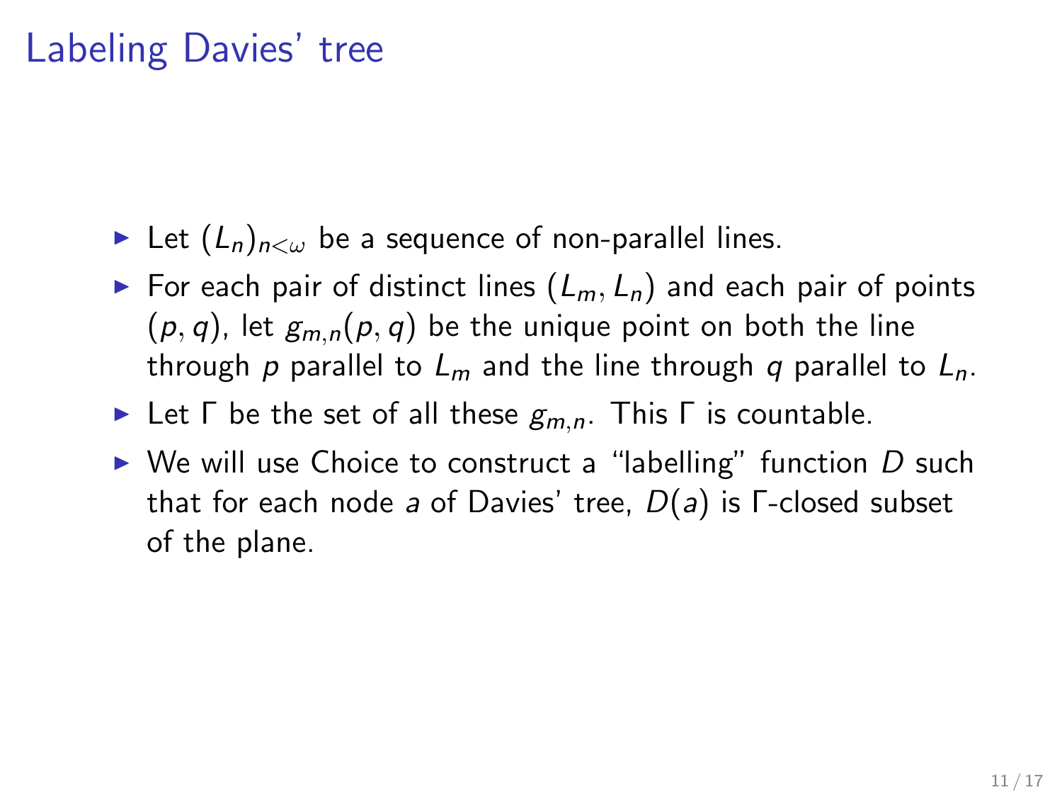# Labeling Davies' tree

- Let $(L_n)_{n<\omega}$ be a sequence of non-parallel lines.
- For each pair of distinct lines $(L_m, L_n)$ and each pair of points $(p, q)$, let $g_{m,n}(p, q)$ be the unique point on both the line through $p$ parallel to $L_m$ and the line through $q$ parallel to $L_n$.
- Let $\Gamma$ be the set of all these $g_{m,n}$. This $\Gamma$ is countable.
- We will use Choice to construct a "labelling" function $D$ such that for each node $a$ of Davies' tree, $D(a)$ is $\Gamma$-closed subset of the plane.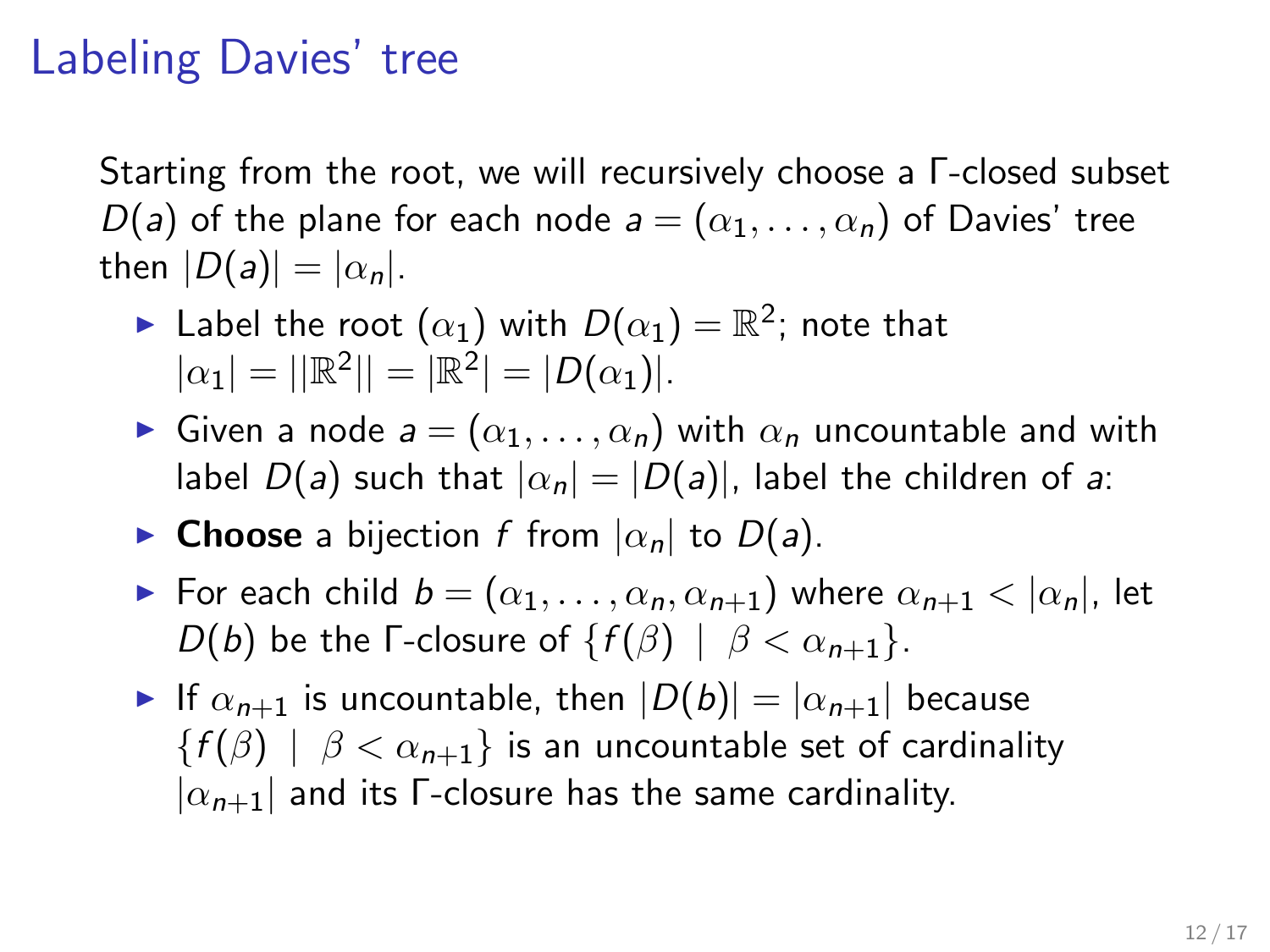# Labeling Davies' tree

Starting from the root, we will recursively choose a Γ-closed subset $D(a)$ of the plane for each node $a = (\alpha_1, \ldots, \alpha_n)$ of Davies' tree then $|D(a)| = |\alpha_n|$.

- Label the root $(\alpha_1)$ with $D(\alpha_1) = \mathbb{R}^2$; note that $|\alpha_1| = ||\mathbb{R}^2|| = |\mathbb{R}^2| = |D(\alpha_1)|$.
- Given a node $a = (\alpha_1, \ldots, \alpha_n)$ with $\alpha_n$ uncountable and with label $D(a)$ such that $|\alpha_n| = |D(a)|$, label the children of $a$:
- **Choose** a bijection $f$ from $|\alpha_n|$ to $D(a)$.
- For each child $b = (\alpha_1, \ldots, \alpha_n, \alpha_{n+1})$ where $\alpha_{n+1} < |\alpha_n|$, let $D(b)$ be the Γ-closure of $\{f(\beta) \mid \beta < \alpha_{n+1}\}$.
- If $\alpha_{n+1}$ is uncountable, then $|D(b)| = |\alpha_{n+1}|$ because $\{f(\beta) \mid \beta < \alpha_{n+1}\}$ is an uncountable set of cardinality $|\alpha_{n+1}|$ and its Γ-closure has the same cardinality.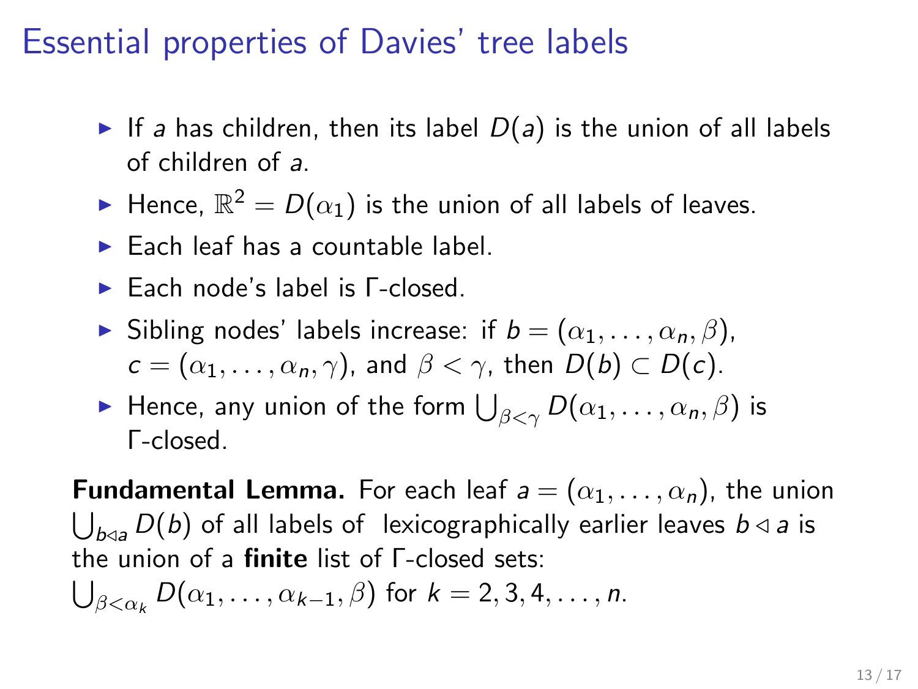# Essential properties of Davies' tree labels

- If $a$ has children, then its label $D(a)$ is the union of all labels of children of $a$.
- Hence, $\mathbb{R}^2 = D(\alpha_1)$ is the union of all labels of leaves.
- Each leaf has a countable label.
- Each node's label is Γ-closed.
- Sibling nodes' labels increase: if $b = (\alpha_1, \ldots, \alpha_n, \beta)$, $c = (\alpha_1, \ldots, \alpha_n, \gamma)$, and $\beta < \gamma$, then $D(b) \subset D(c)$.
- Hence, any union of the form $\bigcup_{\beta<\gamma} D(\alpha_1, \ldots, \alpha_n, \beta)$ is Γ-closed.

**Fundamental Lemma.** For each leaf $a = (\alpha_1, \ldots, \alpha_n)$, the union $\bigcup_{b \lhd a} D(b)$ of all labels of lexicographically earlier leaves $b \lhd a$ is the union of a **finite** list of Γ-closed sets:
$\bigcup_{\beta<\alpha_k} D(\alpha_1, \ldots, \alpha_{k-1}, \beta)$ for $k = 2, 3, 4, \ldots, n$.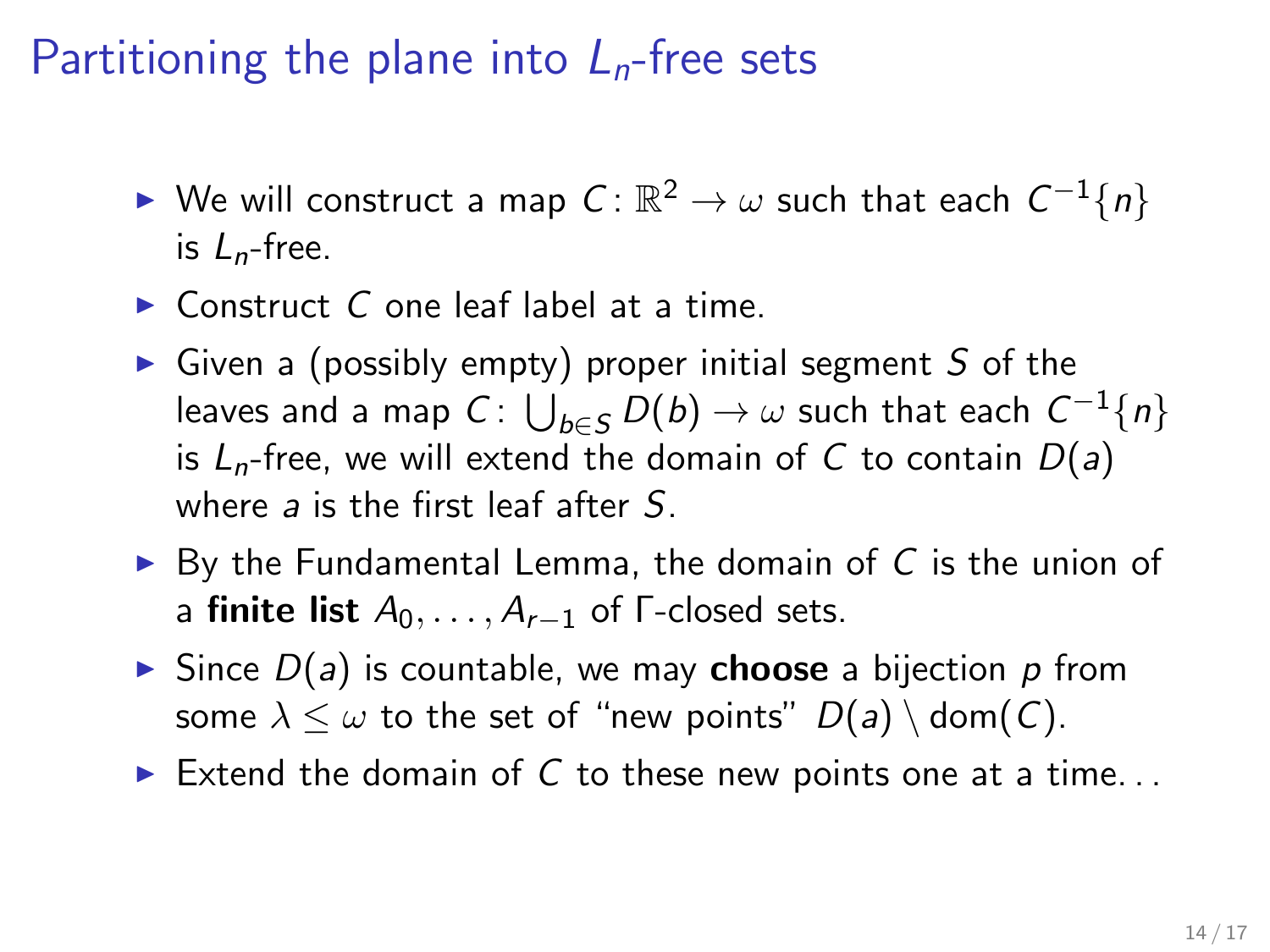# Partitioning the plane into $L_n$-free sets

- We will construct a map $C\colon \mathbb{R}^2 \to \omega$ such that each $C^{-1}\{n\}$ is $L_n$-free.
- Construct $C$ one leaf label at a time.
- Given a (possibly empty) proper initial segment $S$ of the leaves and a map $C\colon \bigcup_{b \in S} D(b) \to \omega$ such that each $C^{-1}\{n\}$ is $L_n$-free, we will extend the domain of $C$ to contain $D(a)$ where $a$ is the first leaf after $S$.
- By the Fundamental Lemma, the domain of $C$ is the union of a **finite list** $A_0, \ldots, A_{r-1}$ of $\Gamma$-closed sets.
- Since $D(a)$ is countable, we may **choose** a bijection $p$ from some $\lambda \leq \omega$ to the set of "new points" $D(a) \setminus \mathrm{dom}(C)$.
- Extend the domain of $C$ to these new points one at a time...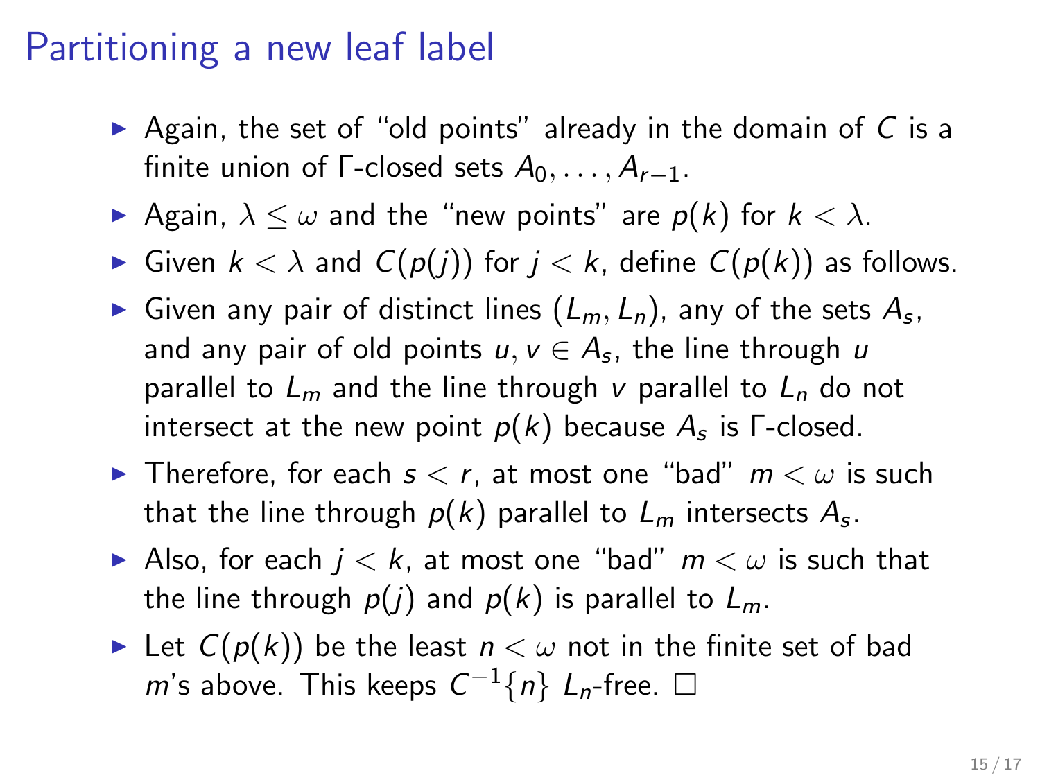# Partitioning a new leaf label

- Again, the set of "old points" already in the domain of $C$ is a finite union of $\Gamma$-closed sets $A_0, \ldots, A_{r-1}$.
- Again, $\lambda \leq \omega$ and the "new points" are $p(k)$ for $k < \lambda$.
- Given $k < \lambda$ and $C(p(j))$ for $j < k$, define $C(p(k))$ as follows.
- Given any pair of distinct lines $(L_m, L_n)$, any of the sets $A_s$, and any pair of old points $u, v \in A_s$, the line through $u$ parallel to $L_m$ and the line through $v$ parallel to $L_n$ do not intersect at the new point $p(k)$ because $A_s$ is $\Gamma$-closed.
- Therefore, for each $s < r$, at most one "bad" $m < \omega$ is such that the line through $p(k)$ parallel to $L_m$ intersects $A_s$.
- Also, for each $j < k$, at most one "bad" $m < \omega$ is such that the line through $p(j)$ and $p(k)$ is parallel to $L_m$.
- Let $C(p(k))$ be the least $n < \omega$ not in the finite set of bad $m$'s above. This keeps $C^{-1}\{n\}$ $L_n$-free. $\square$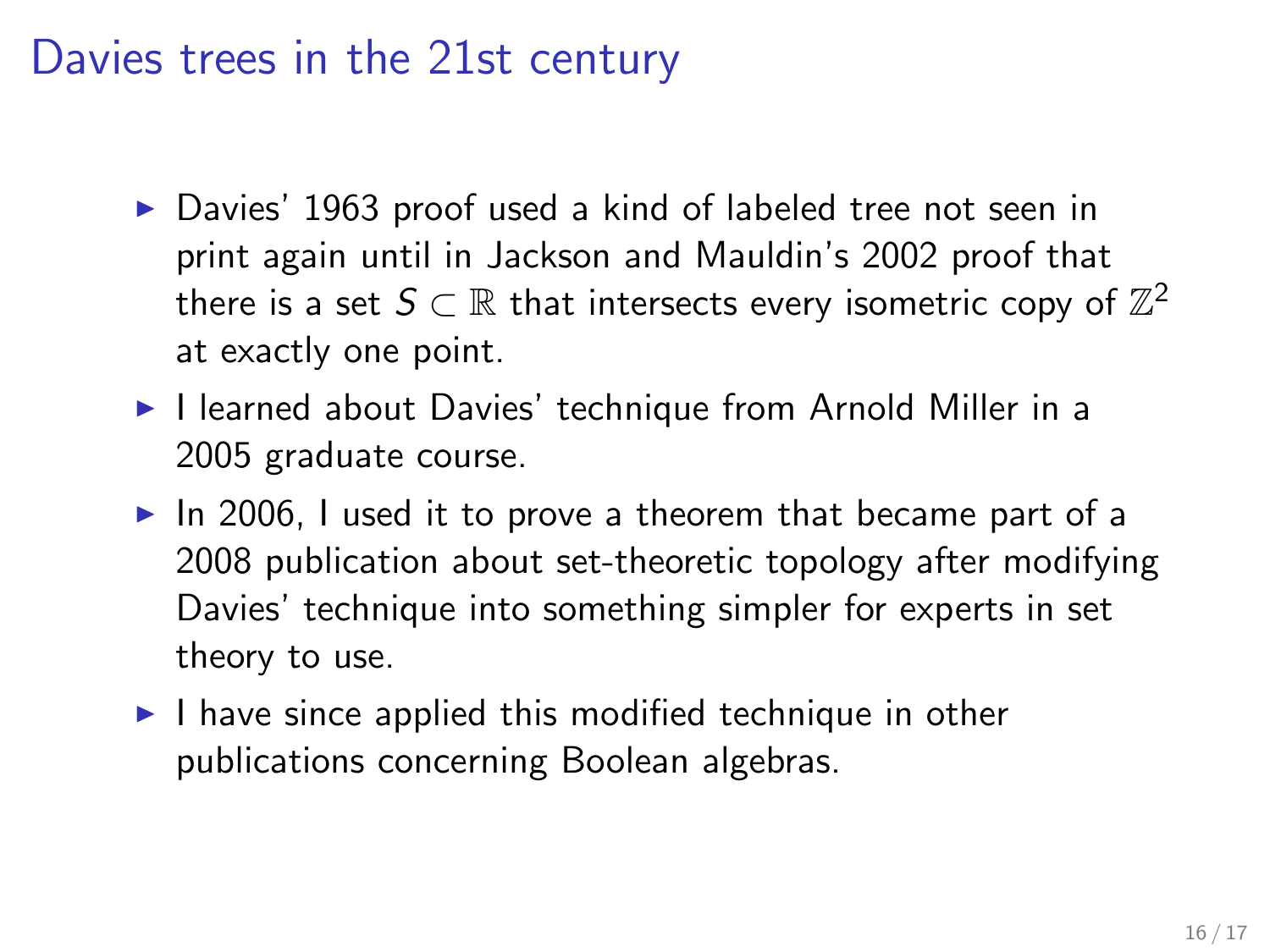# Davies trees in the 21st century

- Davies' 1963 proof used a kind of labeled tree not seen in print again until in Jackson and Mauldin's 2002 proof that there is a set $S \subset \mathbb{R}$ that intersects every isometric copy of $\mathbb{Z}^2$ at exactly one point.
- I learned about Davies' technique from Arnold Miller in a 2005 graduate course.
- In 2006, I used it to prove a theorem that became part of a 2008 publication about set-theoretic topology after modifying Davies' technique into something simpler for experts in set theory to use.
- I have since applied this modified technique in other publications concerning Boolean algebras.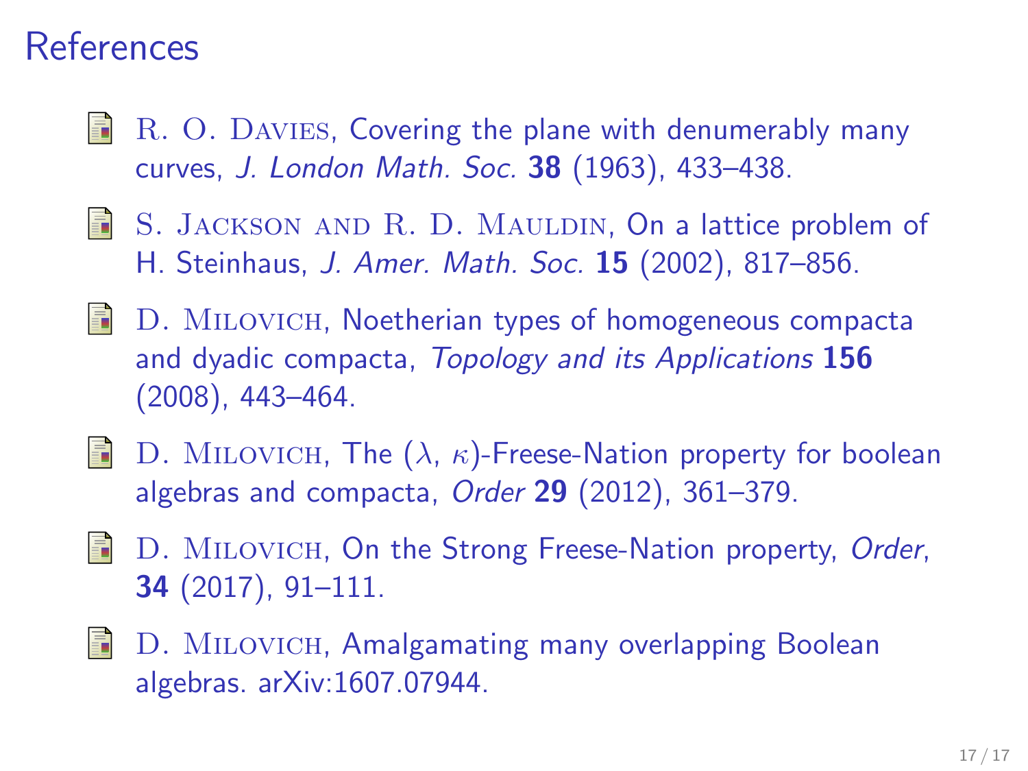# References

- R. O. Davies, Covering the plane with denumerably many curves, *J. London Math. Soc.* **38** (1963), 433–438.
- S. Jackson and R. D. Mauldin, On a lattice problem of H. Steinhaus, *J. Amer. Math. Soc.* **15** (2002), 817–856.
- D. Milovich, Noetherian types of homogeneous compacta and dyadic compacta, *Topology and its Applications* **156** (2008), 443–464.
- D. Milovich, The $(\lambda, \kappa)$-Freese-Nation property for boolean algebras and compacta, *Order* **29** (2012), 361–379.
- D. Milovich, On the Strong Freese-Nation property, *Order*, **34** (2017), 91–111.
- D. Milovich, Amalgamating many overlapping Boolean algebras. arXiv:1607.07944.